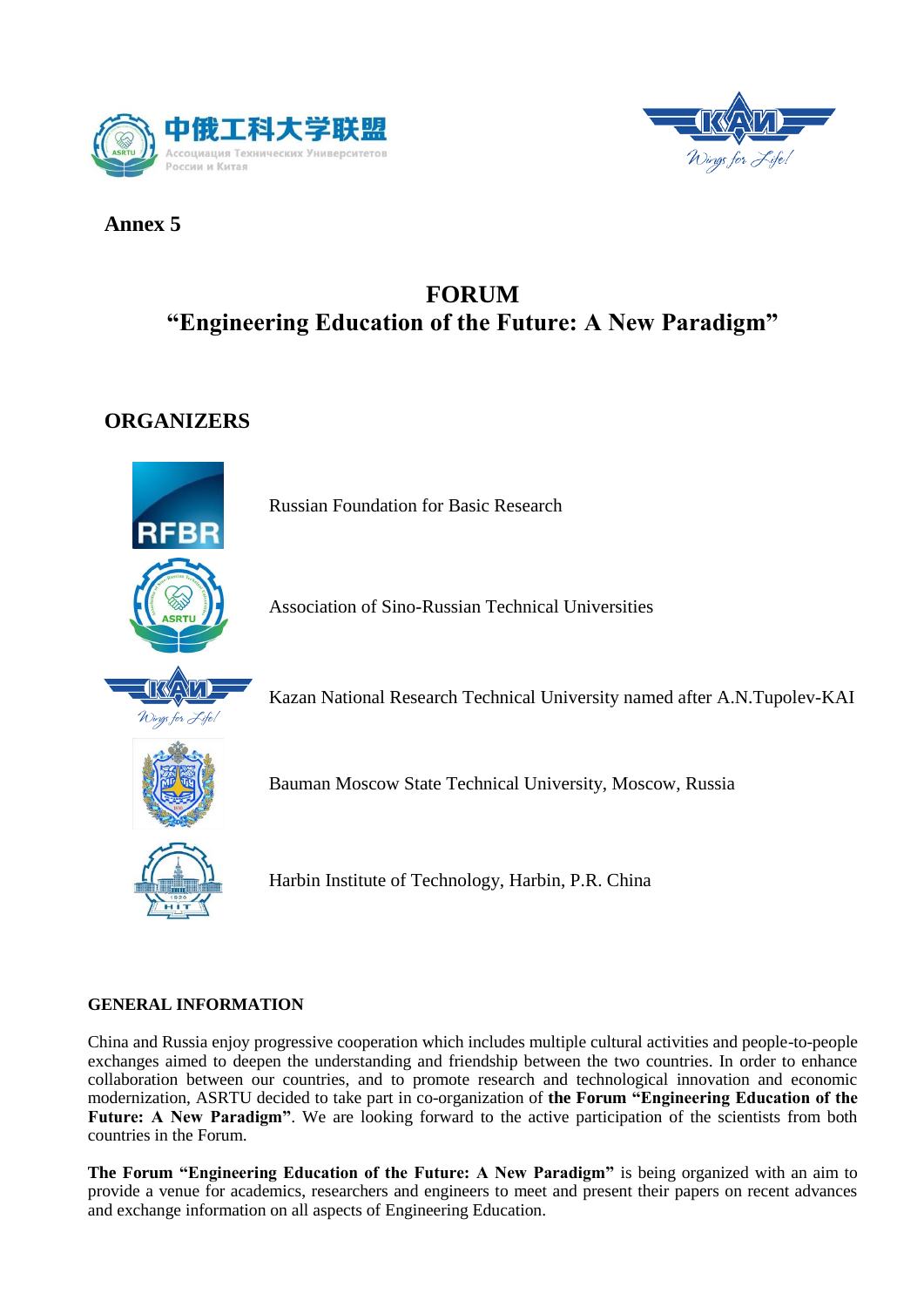**Annex 5**

# FORUM
# "Engineering Education of the Future: A New Paradigm"

## ORGANIZERS

Russian Foundation for Basic Research

Association of Sino-Russian Technical Universities

Kazan National Research Technical University named after A.N.Tupolev-KAI

Bauman Moscow State Technical University, Moscow, Russia

Harbin Institute of Technology, Harbin, P.R. China

### GENERAL INFORMATION

China and Russia enjoy progressive cooperation which includes multiple cultural activities and people-to-people exchanges aimed to deepen the understanding and friendship between the two countries. In order to enhance collaboration between our countries, and to promote research and technological innovation and economic modernization, ASRTU decided to take part in co-organization of **the Forum "Engineering Education of the Future: A New Paradigm"**. We are looking forward to the active participation of the scientists from both countries in the Forum.

**The Forum "Engineering Education of the Future: A New Paradigm"** is being organized with an aim to provide a venue for academics, researchers and engineers to meet and present their papers on recent advances and exchange information on all aspects of Engineering Education.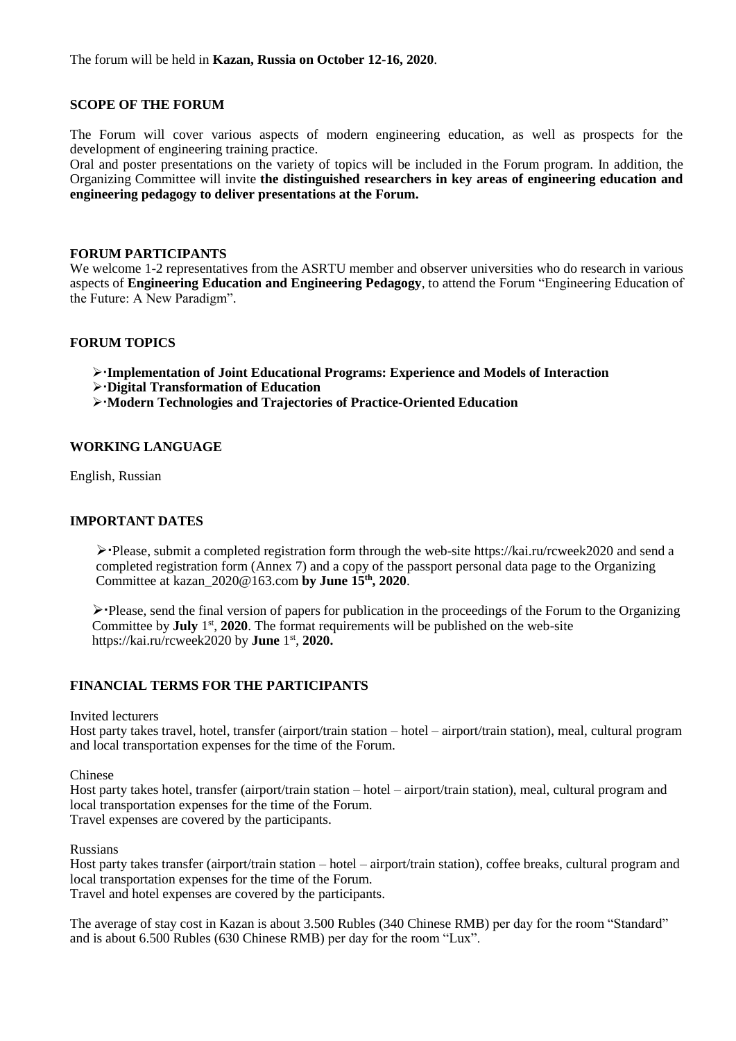The forum will be held in **Kazan, Russia on October 12-16, 2020**.

## SCOPE OF THE FORUM

The Forum will cover various aspects of modern engineering education, as well as prospects for the development of engineering training practice.

Oral and poster presentations on the variety of topics will be included in the Forum program. In addition, the Organizing Committee will invite **the distinguished researchers in key areas of engineering education and engineering pedagogy to deliver presentations at the Forum.**

## FORUM PARTICIPANTS

We welcome 1-2 representatives from the ASRTU member and observer universities who do research in various aspects of **Engineering Education and Engineering Pedagogy**, to attend the Forum "Engineering Education of the Future: A New Paradigm".

## FORUM TOPICS

- **Implementation of Joint Educational Programs: Experience and Models of Interaction**
- **Digital Transformation of Education**
- **Modern Technologies and Trajectories of Practice-Oriented Education**

## WORKING LANGUAGE

English, Russian

## IMPORTANT DATES

- Please, submit a completed registration form through the web-site https://kai.ru/rcweek2020 and send a completed registration form (Annex 7) and a copy of the passport personal data page to the Organizing Committee at kazan_2020@163.com **by June 15th, 2020**.
- Please, send the final version of papers for publication in the proceedings of the Forum to the Organizing Committee by **July** 1st, **2020**. The format requirements will be published on the web-site https://kai.ru/rcweek2020 by **June** 1st, **2020.**

## FINANCIAL TERMS FOR THE PARTICIPANTS

Invited lecturers

Host party takes travel, hotel, transfer (airport/train station – hotel – airport/train station), meal, cultural program and local transportation expenses for the time of the Forum.

Chinese

Host party takes hotel, transfer (airport/train station – hotel – airport/train station), meal, cultural program and local transportation expenses for the time of the Forum.

Travel expenses are covered by the participants.

Russians

Host party takes transfer (airport/train station – hotel – airport/train station), coffee breaks, cultural program and local transportation expenses for the time of the Forum.

Travel and hotel expenses are covered by the participants.

The average of stay cost in Kazan is about 3.500 Rubles (340 Chinese RMB) per day for the room "Standard" and is about 6.500 Rubles (630 Chinese RMB) per day for the room "Lux".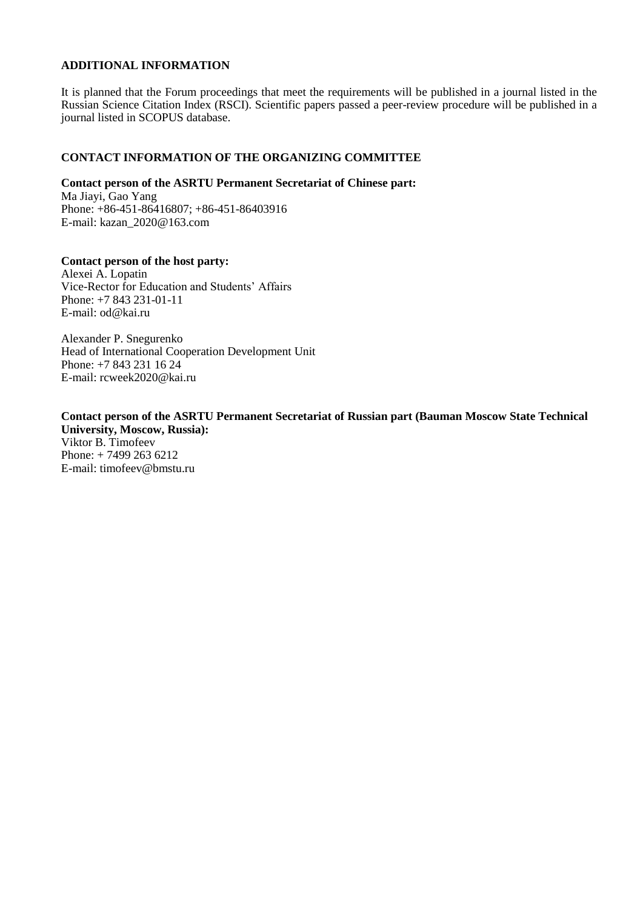## ADDITIONAL INFORMATION

It is planned that the Forum proceedings that meet the requirements will be published in a journal listed in the Russian Science Citation Index (RSCI). Scientific papers passed a peer-review procedure will be published in a journal listed in SCOPUS database.

## CONTACT INFORMATION OF THE ORGANIZING COMMITTEE

**Contact person of the ASRTU Permanent Secretariat of Chinese part:**
Ma Jiayi, Gao Yang
Phone: +86-451-86416807; +86-451-86403916
E-mail: kazan_2020@163.com

**Contact person of the host party:**
Alexei A. Lopatin
Vice-Rector for Education and Students' Affairs
Phone: +7 843 231-01-11
E-mail: od@kai.ru

Alexander P. Snegurenko
Head of International Cooperation Development Unit
Phone: +7 843 231 16 24
E-mail: rcweek2020@kai.ru

**Contact person of the ASRTU Permanent Secretariat of Russian part (Bauman Moscow State Technical University, Moscow, Russia):**
Viktor B. Timofeev
Phone: + 7499 263 6212
E-mail: timofeev@bmstu.ru